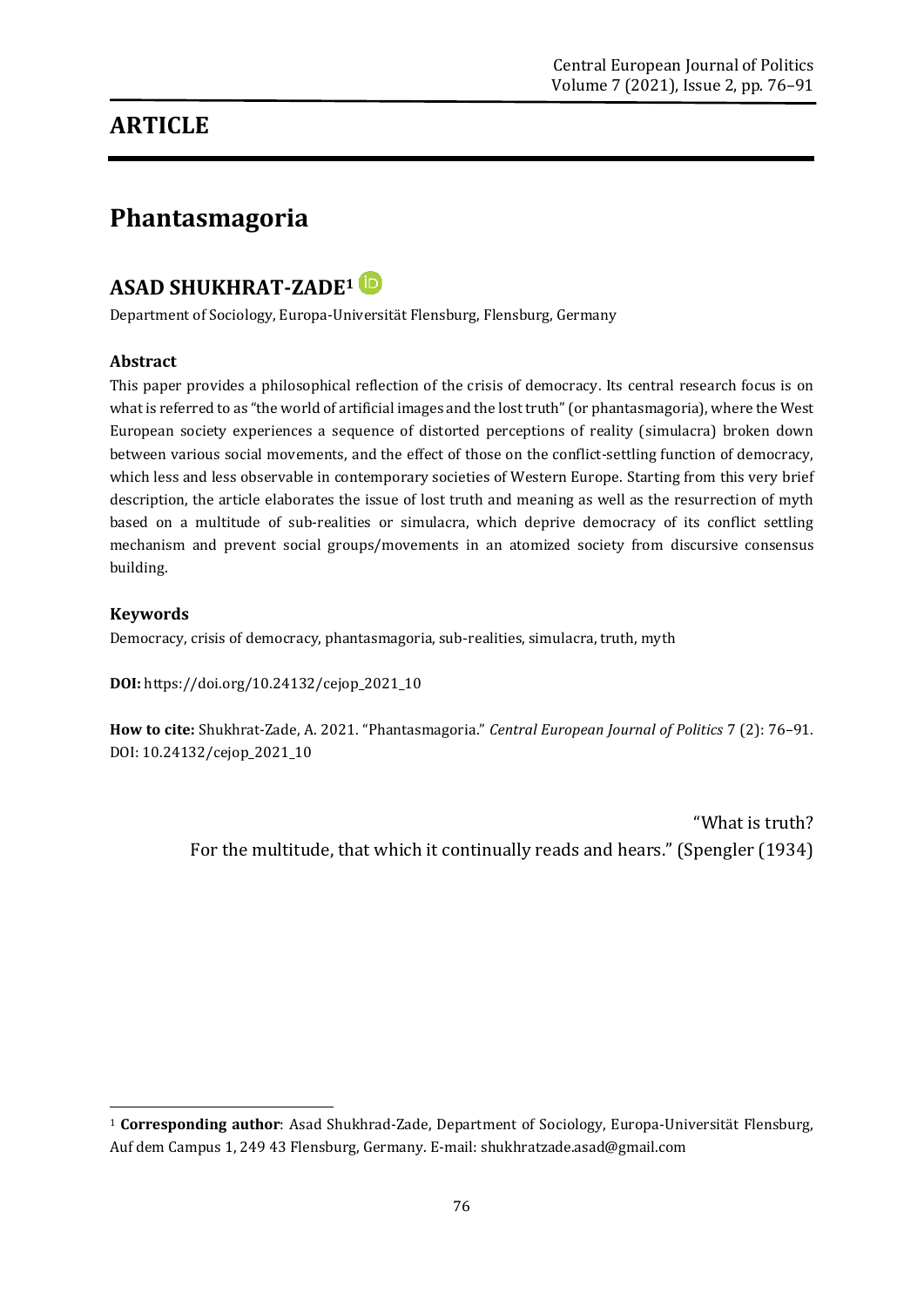## ARTICLE

# Phantasmagoria

## ASAD SHUKHRAT-ZADE[1]

Department of Sociology, Europa-Universität Flensburg, Flensburg, Germany

### Abstract

This paper provides a philosophical reflection of the crisis of democracy. Its central research focus is on what is referred to as "the world of artificial images and the lost truth" (or phantasmagoria), where the West European society experiences a sequence of distorted perceptions of reality (simulacra) broken down between various social movements, and the effect of those on the conflict-settling function of democracy, which less and less observable in contemporary societies of Western Europe. Starting from this very brief description, the article elaborates the issue of lost truth and meaning as well as the resurrection of myth based on a multitude of sub-realities or simulacra, which deprive democracy of its conflict settling mechanism and prevent social groups/movements in an atomized society from discursive consensus building.

### Keywords

Democracy, crisis of democracy, phantasmagoria, sub-realities, simulacra, truth, myth

**DOI:** https://doi.org/10.24132/cejop_2021_10

**How to cite:** Shukhrat-Zade, A. 2021. "Phantasmagoria." *Central European Journal of Politics* 7 (2): 76–91. DOI: 10.24132/cejop_2021_10

> "What is truth?
> For the multitude, that which it continually reads and hears." (Spengler (1934)

---

[1] **Corresponding author**: Asad Shukhrad-Zade, Department of Sociology, Europa-Universität Flensburg, Auf dem Campus 1, 249 43 Flensburg, Germany. E-mail: shukhratzade.asad@gmail.com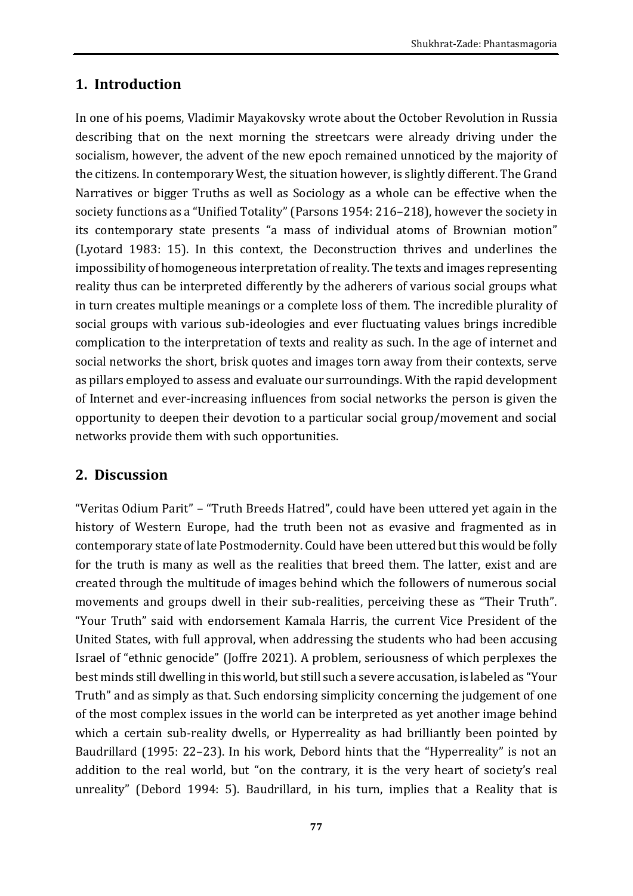## 1. Introduction

In one of his poems, Vladimir Mayakovsky wrote about the October Revolution in Russia describing that on the next morning the streetcars were already driving under the socialism, however, the advent of the new epoch remained unnoticed by the majority of the citizens. In contemporary West, the situation however, is slightly different. The Grand Narratives or bigger Truths as well as Sociology as a whole can be effective when the society functions as a "Unified Totality" (Parsons 1954: 216–218), however the society in its contemporary state presents "a mass of individual atoms of Brownian motion" (Lyotard 1983: 15). In this context, the Deconstruction thrives and underlines the impossibility of homogeneous interpretation of reality. The texts and images representing reality thus can be interpreted differently by the adherers of various social groups what in turn creates multiple meanings or a complete loss of them. The incredible plurality of social groups with various sub-ideologies and ever fluctuating values brings incredible complication to the interpretation of texts and reality as such. In the age of internet and social networks the short, brisk quotes and images torn away from their contexts, serve as pillars employed to assess and evaluate our surroundings. With the rapid development of Internet and ever-increasing influences from social networks the person is given the opportunity to deepen their devotion to a particular social group/movement and social networks provide them with such opportunities.

## 2. Discussion

"Veritas Odium Parit" – "Truth Breeds Hatred", could have been uttered yet again in the history of Western Europe, had the truth been not as evasive and fragmented as in contemporary state of late Postmodernity. Could have been uttered but this would be folly for the truth is many as well as the realities that breed them. The latter, exist and are created through the multitude of images behind which the followers of numerous social movements and groups dwell in their sub-realities, perceiving these as "Their Truth". "Your Truth" said with endorsement Kamala Harris, the current Vice President of the United States, with full approval, when addressing the students who had been accusing Israel of "ethnic genocide" (Joffre 2021). A problem, seriousness of which perplexes the best minds still dwelling in this world, but still such a severe accusation, is labeled as "Your Truth" and as simply as that. Such endorsing simplicity concerning the judgement of one of the most complex issues in the world can be interpreted as yet another image behind which a certain sub-reality dwells, or Hyperreality as had brilliantly been pointed by Baudrillard (1995: 22–23). In his work, Debord hints that the "Hyperreality" is not an addition to the real world, but "on the contrary, it is the very heart of society's real unreality" (Debord 1994: 5). Baudrillard, in his turn, implies that a Reality that is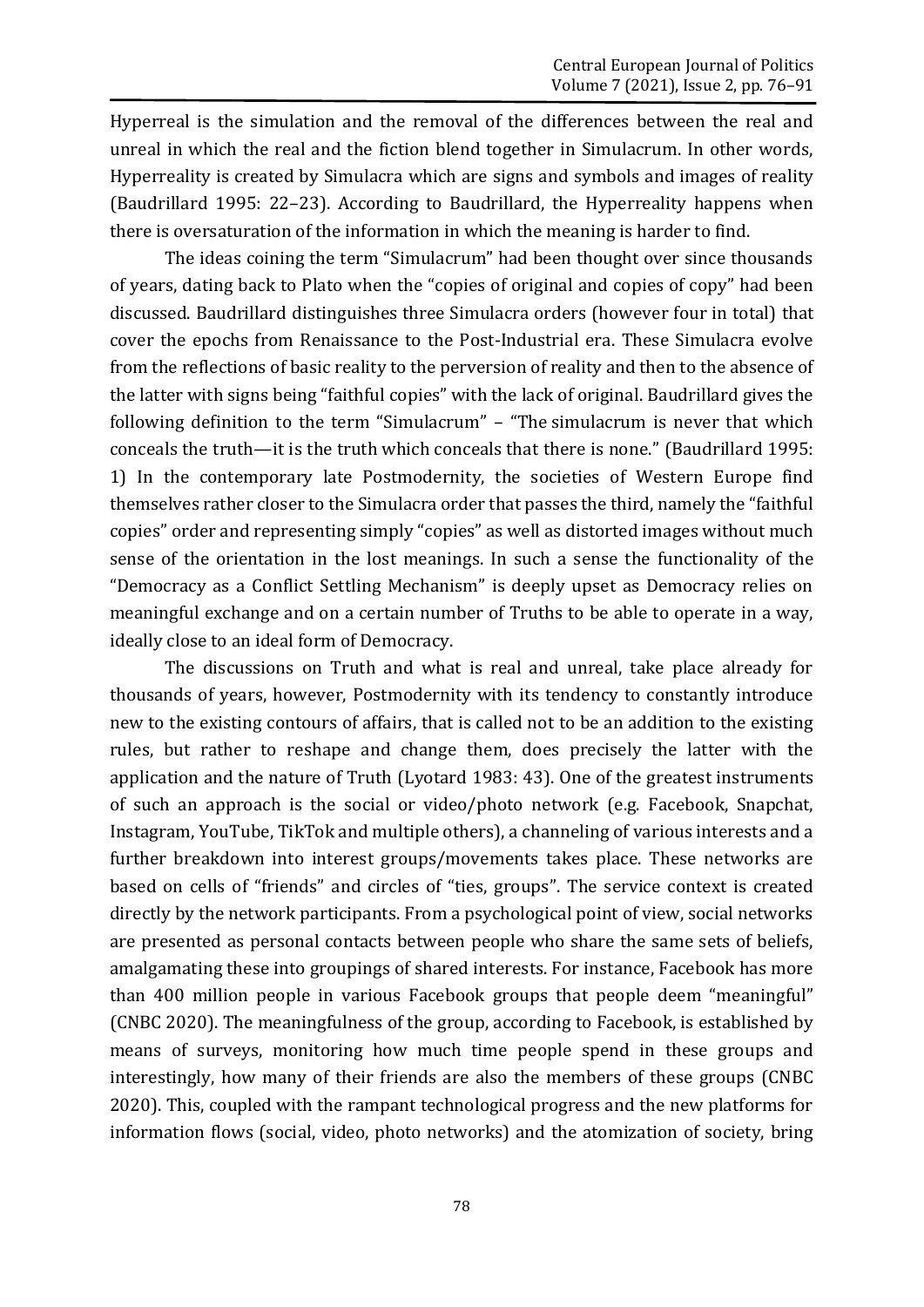Hyperreal is the simulation and the removal of the differences between the real and unreal in which the real and the fiction blend together in Simulacrum. In other words, Hyperreality is created by Simulacra which are signs and symbols and images of reality (Baudrillard 1995: 22–23). According to Baudrillard, the Hyperreality happens when there is oversaturation of the information in which the meaning is harder to find.

The ideas coining the term "Simulacrum" had been thought over since thousands of years, dating back to Plato when the "copies of original and copies of copy" had been discussed. Baudrillard distinguishes three Simulacra orders (however four in total) that cover the epochs from Renaissance to the Post-Industrial era. These Simulacra evolve from the reflections of basic reality to the perversion of reality and then to the absence of the latter with signs being "faithful copies" with the lack of original. Baudrillard gives the following definition to the term "Simulacrum" – "The simulacrum is never that which conceals the truth—it is the truth which conceals that there is none." (Baudrillard 1995: 1) In the contemporary late Postmodernity, the societies of Western Europe find themselves rather closer to the Simulacra order that passes the third, namely the "faithful copies" order and representing simply "copies" as well as distorted images without much sense of the orientation in the lost meanings. In such a sense the functionality of the "Democracy as a Conflict Settling Mechanism" is deeply upset as Democracy relies on meaningful exchange and on a certain number of Truths to be able to operate in a way, ideally close to an ideal form of Democracy.

The discussions on Truth and what is real and unreal, take place already for thousands of years, however, Postmodernity with its tendency to constantly introduce new to the existing contours of affairs, that is called not to be an addition to the existing rules, but rather to reshape and change them, does precisely the latter with the application and the nature of Truth (Lyotard 1983: 43). One of the greatest instruments of such an approach is the social or video/photo network (e.g. Facebook, Snapchat, Instagram, YouTube, TikTok and multiple others), a channeling of various interests and a further breakdown into interest groups/movements takes place. These networks are based on cells of "friends" and circles of "ties, groups". The service context is created directly by the network participants. From a psychological point of view, social networks are presented as personal contacts between people who share the same sets of beliefs, amalgamating these into groupings of shared interests. For instance, Facebook has more than 400 million people in various Facebook groups that people deem "meaningful" (CNBC 2020). The meaningfulness of the group, according to Facebook, is established by means of surveys, monitoring how much time people spend in these groups and interestingly, how many of their friends are also the members of these groups (CNBC 2020). This, coupled with the rampant technological progress and the new platforms for information flows (social, video, photo networks) and the atomization of society, bring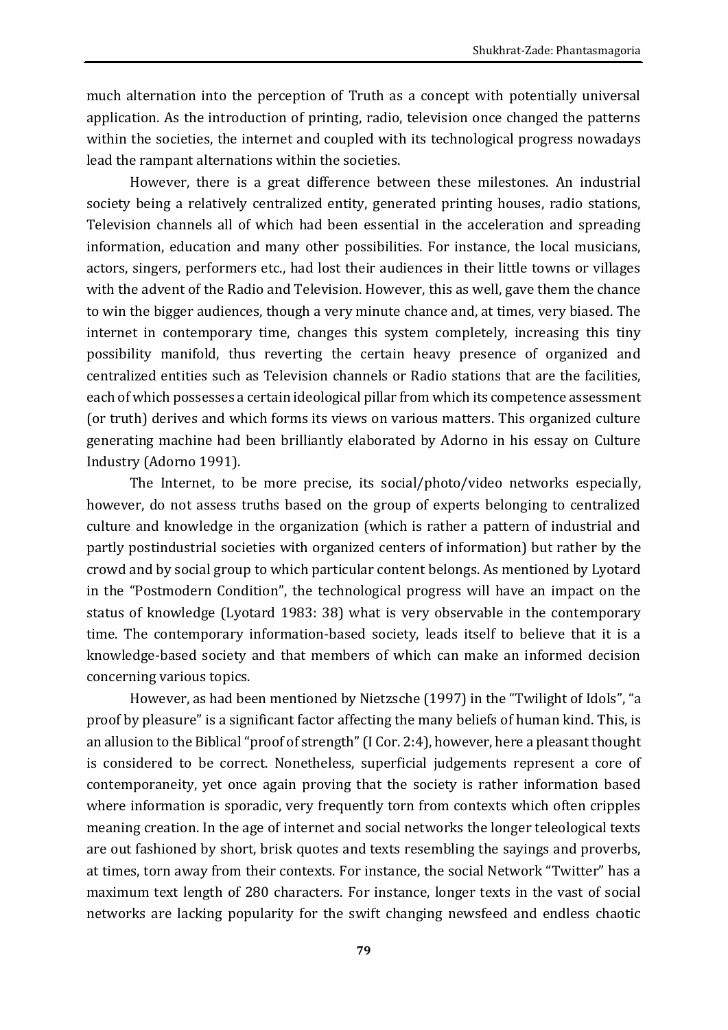much alternation into the perception of Truth as a concept with potentially universal application. As the introduction of printing, radio, television once changed the patterns within the societies, the internet and coupled with its technological progress nowadays lead the rampant alternations within the societies.

However, there is a great difference between these milestones. An industrial society being a relatively centralized entity, generated printing houses, radio stations, Television channels all of which had been essential in the acceleration and spreading information, education and many other possibilities. For instance, the local musicians, actors, singers, performers etc., had lost their audiences in their little towns or villages with the advent of the Radio and Television. However, this as well, gave them the chance to win the bigger audiences, though a very minute chance and, at times, very biased. The internet in contemporary time, changes this system completely, increasing this tiny possibility manifold, thus reverting the certain heavy presence of organized and centralized entities such as Television channels or Radio stations that are the facilities, each of which possesses a certain ideological pillar from which its competence assessment (or truth) derives and which forms its views on various matters. This organized culture generating machine had been brilliantly elaborated by Adorno in his essay on Culture Industry (Adorno 1991).

The Internet, to be more precise, its social/photo/video networks especially, however, do not assess truths based on the group of experts belonging to centralized culture and knowledge in the organization (which is rather a pattern of industrial and partly postindustrial societies with organized centers of information) but rather by the crowd and by social group to which particular content belongs. As mentioned by Lyotard in the "Postmodern Condition", the technological progress will have an impact on the status of knowledge (Lyotard 1983: 38) what is very observable in the contemporary time. The contemporary information-based society, leads itself to believe that it is a knowledge-based society and that members of which can make an informed decision concerning various topics.

However, as had been mentioned by Nietzsche (1997) in the "Twilight of Idols", "a proof by pleasure" is a significant factor affecting the many beliefs of human kind. This, is an allusion to the Biblical "proof of strength" (I Cor. 2:4), however, here a pleasant thought is considered to be correct. Nonetheless, superficial judgements represent a core of contemporaneity, yet once again proving that the society is rather information based where information is sporadic, very frequently torn from contexts which often cripples meaning creation. In the age of internet and social networks the longer teleological texts are out fashioned by short, brisk quotes and texts resembling the sayings and proverbs, at times, torn away from their contexts. For instance, the social Network "Twitter" has a maximum text length of 280 characters. For instance, longer texts in the vast of social networks are lacking popularity for the swift changing newsfeed and endless chaotic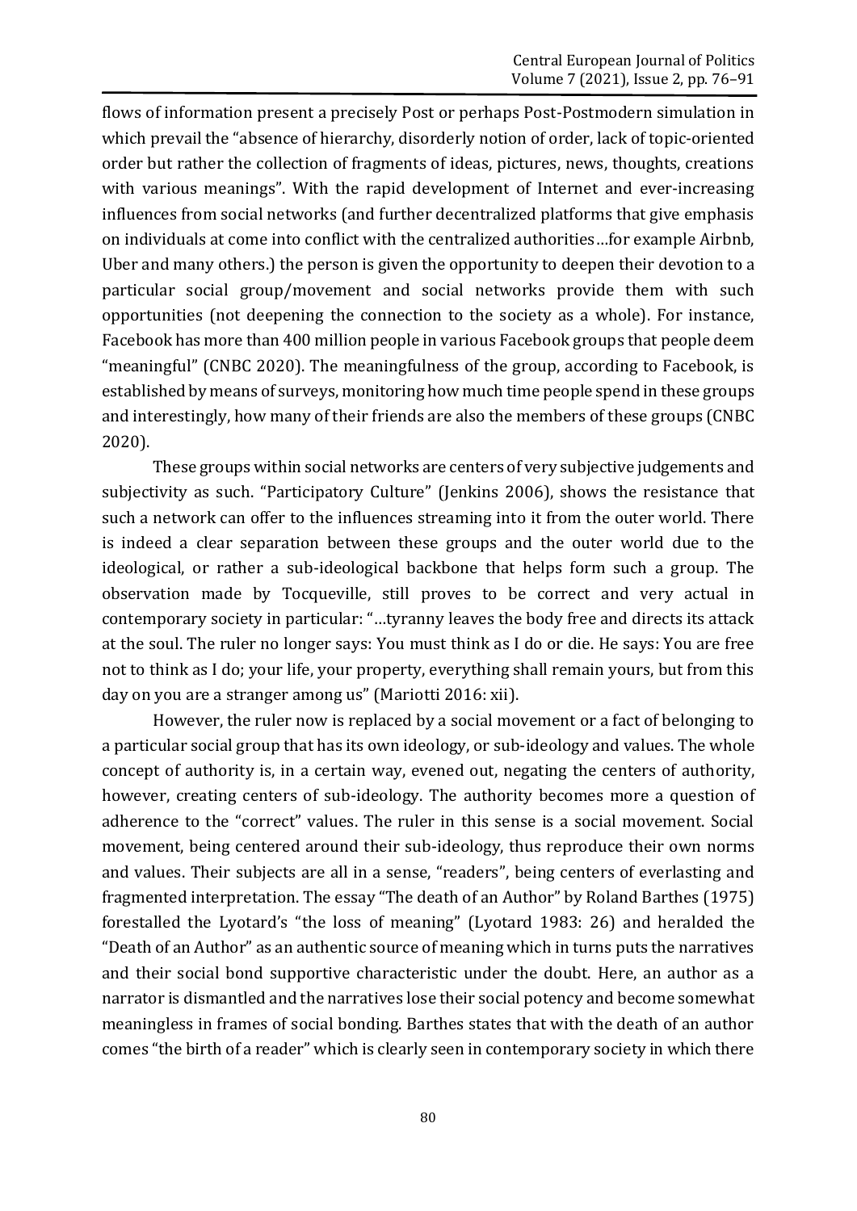flows of information present a precisely Post or perhaps Post-Postmodern simulation in which prevail the "absence of hierarchy, disorderly notion of order, lack of topic-oriented order but rather the collection of fragments of ideas, pictures, news, thoughts, creations with various meanings". With the rapid development of Internet and ever-increasing influences from social networks (and further decentralized platforms that give emphasis on individuals at come into conflict with the centralized authorities…for example Airbnb, Uber and many others.) the person is given the opportunity to deepen their devotion to a particular social group/movement and social networks provide them with such opportunities (not deepening the connection to the society as a whole). For instance, Facebook has more than 400 million people in various Facebook groups that people deem "meaningful" (CNBC 2020). The meaningfulness of the group, according to Facebook, is established by means of surveys, monitoring how much time people spend in these groups and interestingly, how many of their friends are also the members of these groups (CNBC 2020).

These groups within social networks are centers of very subjective judgements and subjectivity as such. "Participatory Culture" (Jenkins 2006), shows the resistance that such a network can offer to the influences streaming into it from the outer world. There is indeed a clear separation between these groups and the outer world due to the ideological, or rather a sub-ideological backbone that helps form such a group. The observation made by Tocqueville, still proves to be correct and very actual in contemporary society in particular: "…tyranny leaves the body free and directs its attack at the soul. The ruler no longer says: You must think as I do or die. He says: You are free not to think as I do; your life, your property, everything shall remain yours, but from this day on you are a stranger among us" (Mariotti 2016: xii).

However, the ruler now is replaced by a social movement or a fact of belonging to a particular social group that has its own ideology, or sub-ideology and values. The whole concept of authority is, in a certain way, evened out, negating the centers of authority, however, creating centers of sub-ideology. The authority becomes more a question of adherence to the "correct" values. The ruler in this sense is a social movement. Social movement, being centered around their sub-ideology, thus reproduce their own norms and values. Their subjects are all in a sense, "readers", being centers of everlasting and fragmented interpretation. The essay "The death of an Author" by Roland Barthes (1975) forestalled the Lyotard's "the loss of meaning" (Lyotard 1983: 26) and heralded the "Death of an Author" as an authentic source of meaning which in turns puts the narratives and their social bond supportive characteristic under the doubt. Here, an author as a narrator is dismantled and the narratives lose their social potency and become somewhat meaningless in frames of social bonding. Barthes states that with the death of an author comes "the birth of a reader" which is clearly seen in contemporary society in which there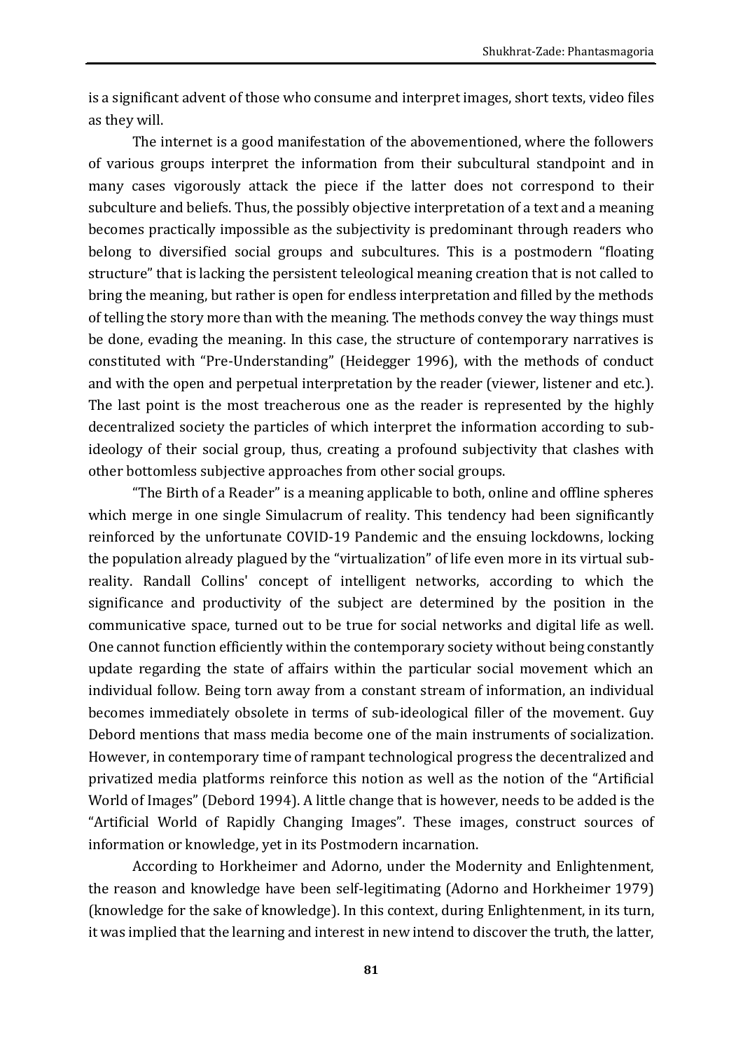is a significant advent of those who consume and interpret images, short texts, video files as they will.

The internet is a good manifestation of the abovementioned, where the followers of various groups interpret the information from their subcultural standpoint and in many cases vigorously attack the piece if the latter does not correspond to their subculture and beliefs. Thus, the possibly objective interpretation of a text and a meaning becomes practically impossible as the subjectivity is predominant through readers who belong to diversified social groups and subcultures. This is a postmodern "floating structure" that is lacking the persistent teleological meaning creation that is not called to bring the meaning, but rather is open for endless interpretation and filled by the methods of telling the story more than with the meaning. The methods convey the way things must be done, evading the meaning. In this case, the structure of contemporary narratives is constituted with "Pre-Understanding" (Heidegger 1996), with the methods of conduct and with the open and perpetual interpretation by the reader (viewer, listener and etc.). The last point is the most treacherous one as the reader is represented by the highly decentralized society the particles of which interpret the information according to sub-ideology of their social group, thus, creating a profound subjectivity that clashes with other bottomless subjective approaches from other social groups.

"The Birth of a Reader" is a meaning applicable to both, online and offline spheres which merge in one single Simulacrum of reality. This tendency had been significantly reinforced by the unfortunate COVID-19 Pandemic and the ensuing lockdowns, locking the population already plagued by the "virtualization" of life even more in its virtual sub-reality. Randall Collins' concept of intelligent networks, according to which the significance and productivity of the subject are determined by the position in the communicative space, turned out to be true for social networks and digital life as well. One cannot function efficiently within the contemporary society without being constantly update regarding the state of affairs within the particular social movement which an individual follow. Being torn away from a constant stream of information, an individual becomes immediately obsolete in terms of sub-ideological filler of the movement. Guy Debord mentions that mass media become one of the main instruments of socialization. However, in contemporary time of rampant technological progress the decentralized and privatized media platforms reinforce this notion as well as the notion of the "Artificial World of Images" (Debord 1994). A little change that is however, needs to be added is the "Artificial World of Rapidly Changing Images". These images, construct sources of information or knowledge, yet in its Postmodern incarnation.

According to Horkheimer and Adorno, under the Modernity and Enlightenment, the reason and knowledge have been self-legitimating (Adorno and Horkheimer 1979) (knowledge for the sake of knowledge). In this context, during Enlightenment, in its turn, it was implied that the learning and interest in new intend to discover the truth, the latter,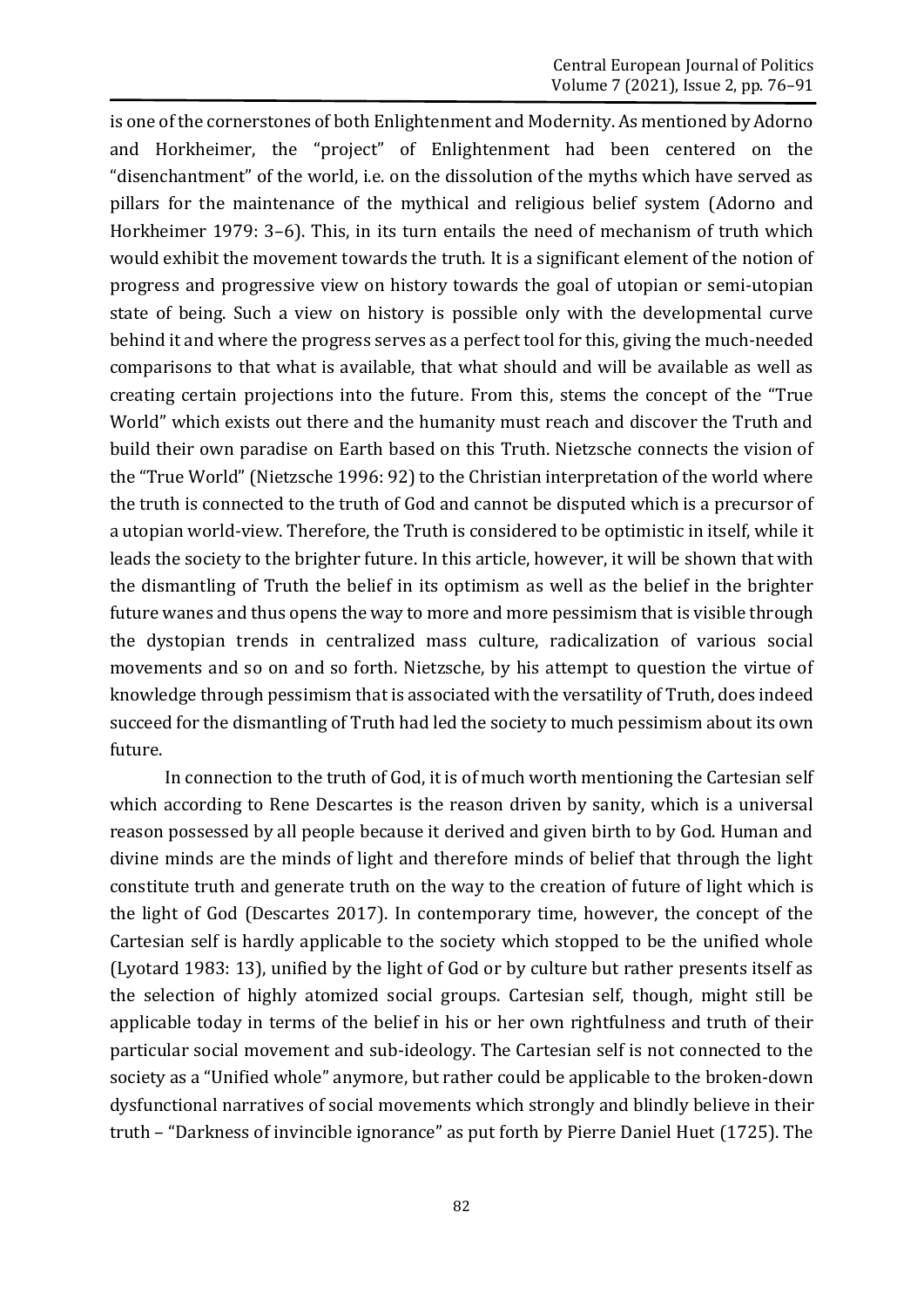is one of the cornerstones of both Enlightenment and Modernity. As mentioned by Adorno and Horkheimer, the "project" of Enlightenment had been centered on the "disenchantment" of the world, i.e. on the dissolution of the myths which have served as pillars for the maintenance of the mythical and religious belief system (Adorno and Horkheimer 1979: 3–6). This, in its turn entails the need of mechanism of truth which would exhibit the movement towards the truth. It is a significant element of the notion of progress and progressive view on history towards the goal of utopian or semi-utopian state of being. Such a view on history is possible only with the developmental curve behind it and where the progress serves as a perfect tool for this, giving the much-needed comparisons to that what is available, that what should and will be available as well as creating certain projections into the future. From this, stems the concept of the "True World" which exists out there and the humanity must reach and discover the Truth and build their own paradise on Earth based on this Truth. Nietzsche connects the vision of the "True World" (Nietzsche 1996: 92) to the Christian interpretation of the world where the truth is connected to the truth of God and cannot be disputed which is a precursor of a utopian world-view. Therefore, the Truth is considered to be optimistic in itself, while it leads the society to the brighter future. In this article, however, it will be shown that with the dismantling of Truth the belief in its optimism as well as the belief in the brighter future wanes and thus opens the way to more and more pessimism that is visible through the dystopian trends in centralized mass culture, radicalization of various social movements and so on and so forth. Nietzsche, by his attempt to question the virtue of knowledge through pessimism that is associated with the versatility of Truth, does indeed succeed for the dismantling of Truth had led the society to much pessimism about its own future.

In connection to the truth of God, it is of much worth mentioning the Cartesian self which according to Rene Descartes is the reason driven by sanity, which is a universal reason possessed by all people because it derived and given birth to by God. Human and divine minds are the minds of light and therefore minds of belief that through the light constitute truth and generate truth on the way to the creation of future of light which is the light of God (Descartes 2017). In contemporary time, however, the concept of the Cartesian self is hardly applicable to the society which stopped to be the unified whole (Lyotard 1983: 13), unified by the light of God or by culture but rather presents itself as the selection of highly atomized social groups. Cartesian self, though, might still be applicable today in terms of the belief in his or her own rightfulness and truth of their particular social movement and sub-ideology. The Cartesian self is not connected to the society as a "Unified whole" anymore, but rather could be applicable to the broken-down dysfunctional narratives of social movements which strongly and blindly believe in their truth – "Darkness of invincible ignorance" as put forth by Pierre Daniel Huet (1725). The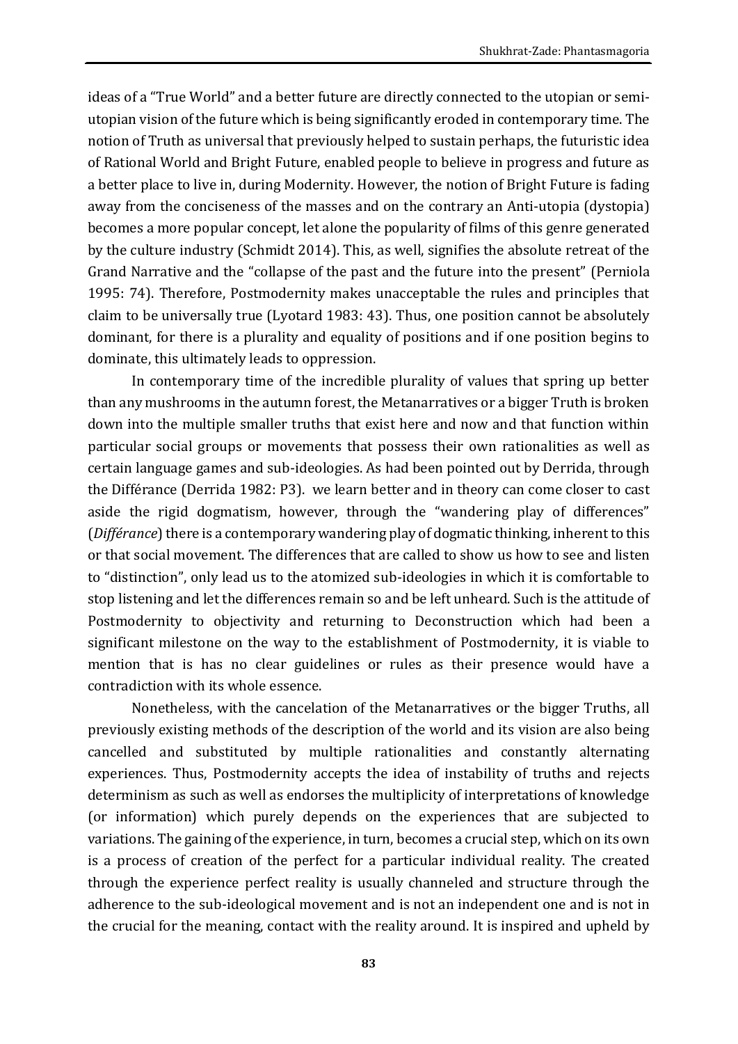ideas of a "True World" and a better future are directly connected to the utopian or semi-utopian vision of the future which is being significantly eroded in contemporary time. The notion of Truth as universal that previously helped to sustain perhaps, the futuristic idea of Rational World and Bright Future, enabled people to believe in progress and future as a better place to live in, during Modernity. However, the notion of Bright Future is fading away from the conciseness of the masses and on the contrary an Anti-utopia (dystopia) becomes a more popular concept, let alone the popularity of films of this genre generated by the culture industry (Schmidt 2014). This, as well, signifies the absolute retreat of the Grand Narrative and the "collapse of the past and the future into the present" (Perniola 1995: 74). Therefore, Postmodernity makes unacceptable the rules and principles that claim to be universally true (Lyotard 1983: 43). Thus, one position cannot be absolutely dominant, for there is a plurality and equality of positions and if one position begins to dominate, this ultimately leads to oppression.

In contemporary time of the incredible plurality of values that spring up better than any mushrooms in the autumn forest, the Metanarratives or a bigger Truth is broken down into the multiple smaller truths that exist here and now and that function within particular social groups or movements that possess their own rationalities as well as certain language games and sub-ideologies. As had been pointed out by Derrida, through the Différance (Derrida 1982: P3). we learn better and in theory can come closer to cast aside the rigid dogmatism, however, through the "wandering play of differences" (*Différance*) there is a contemporary wandering play of dogmatic thinking, inherent to this or that social movement. The differences that are called to show us how to see and listen to "distinction", only lead us to the atomized sub-ideologies in which it is comfortable to stop listening and let the differences remain so and be left unheard. Such is the attitude of Postmodernity to objectivity and returning to Deconstruction which had been a significant milestone on the way to the establishment of Postmodernity, it is viable to mention that is has no clear guidelines or rules as their presence would have a contradiction with its whole essence.

Nonetheless, with the cancelation of the Metanarratives or the bigger Truths, all previously existing methods of the description of the world and its vision are also being cancelled and substituted by multiple rationalities and constantly alternating experiences. Thus, Postmodernity accepts the idea of instability of truths and rejects determinism as such as well as endorses the multiplicity of interpretations of knowledge (or information) which purely depends on the experiences that are subjected to variations. The gaining of the experience, in turn, becomes a crucial step, which on its own is a process of creation of the perfect for a particular individual reality. The created through the experience perfect reality is usually channeled and structure through the adherence to the sub-ideological movement and is not an independent one and is not in the crucial for the meaning, contact with the reality around. It is inspired and upheld by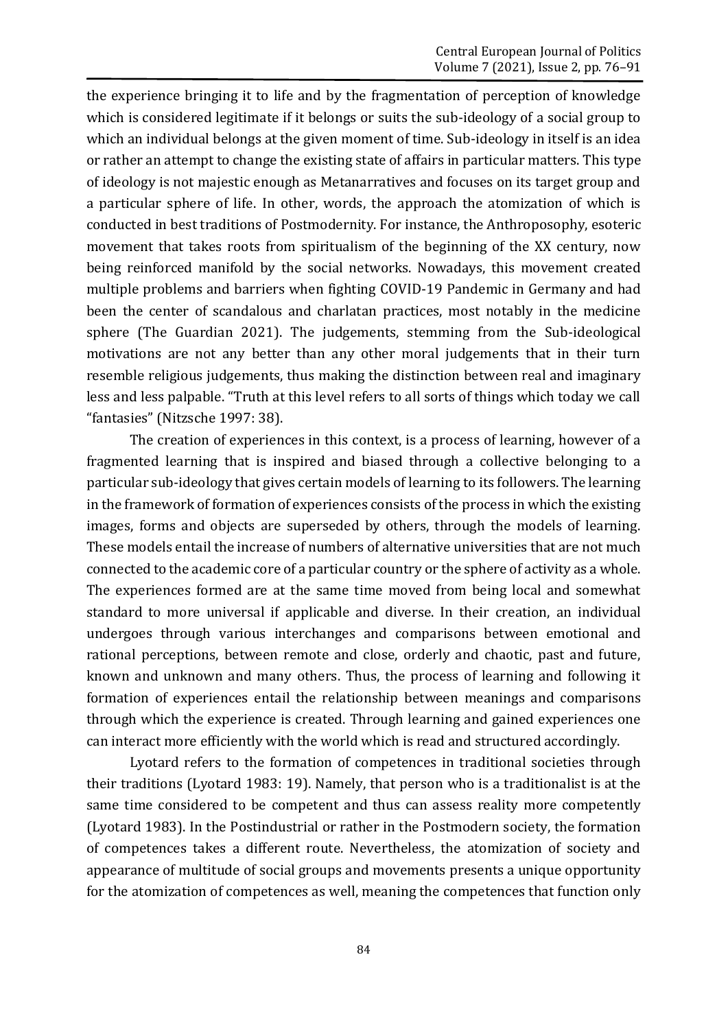the experience bringing it to life and by the fragmentation of perception of knowledge which is considered legitimate if it belongs or suits the sub-ideology of a social group to which an individual belongs at the given moment of time. Sub-ideology in itself is an idea or rather an attempt to change the existing state of affairs in particular matters. This type of ideology is not majestic enough as Metanarratives and focuses on its target group and a particular sphere of life. In other, words, the approach the atomization of which is conducted in best traditions of Postmodernity. For instance, the Anthroposophy, esoteric movement that takes roots from spiritualism of the beginning of the XX century, now being reinforced manifold by the social networks. Nowadays, this movement created multiple problems and barriers when fighting COVID-19 Pandemic in Germany and had been the center of scandalous and charlatan practices, most notably in the medicine sphere (The Guardian 2021). The judgements, stemming from the Sub-ideological motivations are not any better than any other moral judgements that in their turn resemble religious judgements, thus making the distinction between real and imaginary less and less palpable. "Truth at this level refers to all sorts of things which today we call "fantasies" (Nitzsche 1997: 38).

The creation of experiences in this context, is a process of learning, however of a fragmented learning that is inspired and biased through a collective belonging to a particular sub-ideology that gives certain models of learning to its followers. The learning in the framework of formation of experiences consists of the process in which the existing images, forms and objects are superseded by others, through the models of learning. These models entail the increase of numbers of alternative universities that are not much connected to the academic core of a particular country or the sphere of activity as a whole. The experiences formed are at the same time moved from being local and somewhat standard to more universal if applicable and diverse. In their creation, an individual undergoes through various interchanges and comparisons between emotional and rational perceptions, between remote and close, orderly and chaotic, past and future, known and unknown and many others. Thus, the process of learning and following it formation of experiences entail the relationship between meanings and comparisons through which the experience is created. Through learning and gained experiences one can interact more efficiently with the world which is read and structured accordingly.

Lyotard refers to the formation of competences in traditional societies through their traditions (Lyotard 1983: 19). Namely, that person who is a traditionalist is at the same time considered to be competent and thus can assess reality more competently (Lyotard 1983). In the Postindustrial or rather in the Postmodern society, the formation of competences takes a different route. Nevertheless, the atomization of society and appearance of multitude of social groups and movements presents a unique opportunity for the atomization of competences as well, meaning the competences that function only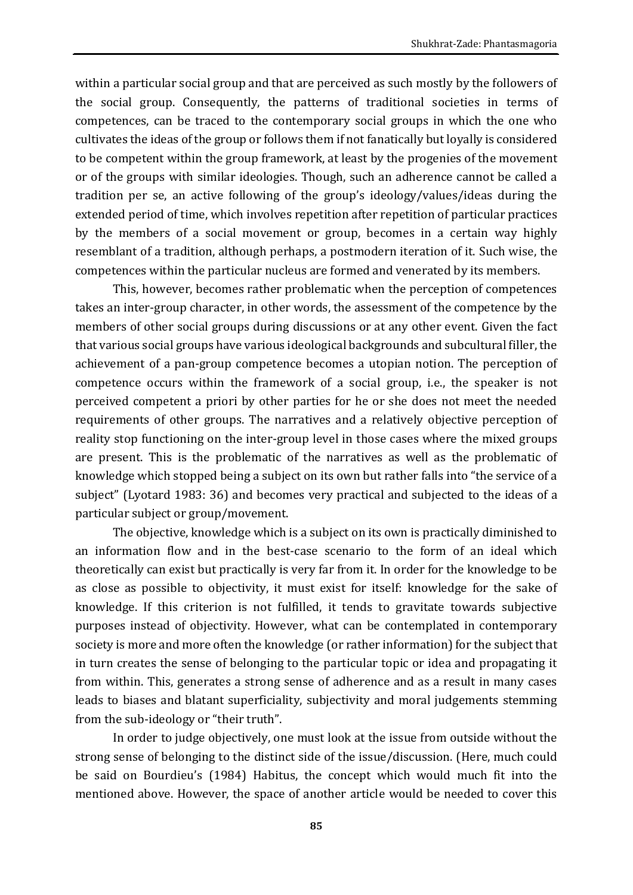within a particular social group and that are perceived as such mostly by the followers of the social group. Consequently, the patterns of traditional societies in terms of competences, can be traced to the contemporary social groups in which the one who cultivates the ideas of the group or follows them if not fanatically but loyally is considered to be competent within the group framework, at least by the progenies of the movement or of the groups with similar ideologies. Though, such an adherence cannot be called a tradition per se, an active following of the group's ideology/values/ideas during the extended period of time, which involves repetition after repetition of particular practices by the members of a social movement or group, becomes in a certain way highly resemblant of a tradition, although perhaps, a postmodern iteration of it. Such wise, the competences within the particular nucleus are formed and venerated by its members.

This, however, becomes rather problematic when the perception of competences takes an inter-group character, in other words, the assessment of the competence by the members of other social groups during discussions or at any other event. Given the fact that various social groups have various ideological backgrounds and subcultural filler, the achievement of a pan-group competence becomes a utopian notion. The perception of competence occurs within the framework of a social group, i.e., the speaker is not perceived competent a priori by other parties for he or she does not meet the needed requirements of other groups. The narratives and a relatively objective perception of reality stop functioning on the inter-group level in those cases where the mixed groups are present. This is the problematic of the narratives as well as the problematic of knowledge which stopped being a subject on its own but rather falls into "the service of a subject" (Lyotard 1983: 36) and becomes very practical and subjected to the ideas of a particular subject or group/movement.

The objective, knowledge which is a subject on its own is practically diminished to an information flow and in the best-case scenario to the form of an ideal which theoretically can exist but practically is very far from it. In order for the knowledge to be as close as possible to objectivity, it must exist for itself: knowledge for the sake of knowledge. If this criterion is not fulfilled, it tends to gravitate towards subjective purposes instead of objectivity. However, what can be contemplated in contemporary society is more and more often the knowledge (or rather information) for the subject that in turn creates the sense of belonging to the particular topic or idea and propagating it from within. This, generates a strong sense of adherence and as a result in many cases leads to biases and blatant superficiality, subjectivity and moral judgements stemming from the sub-ideology or "their truth".

In order to judge objectively, one must look at the issue from outside without the strong sense of belonging to the distinct side of the issue/discussion. (Here, much could be said on Bourdieu's (1984) Habitus, the concept which would much fit into the mentioned above. However, the space of another article would be needed to cover this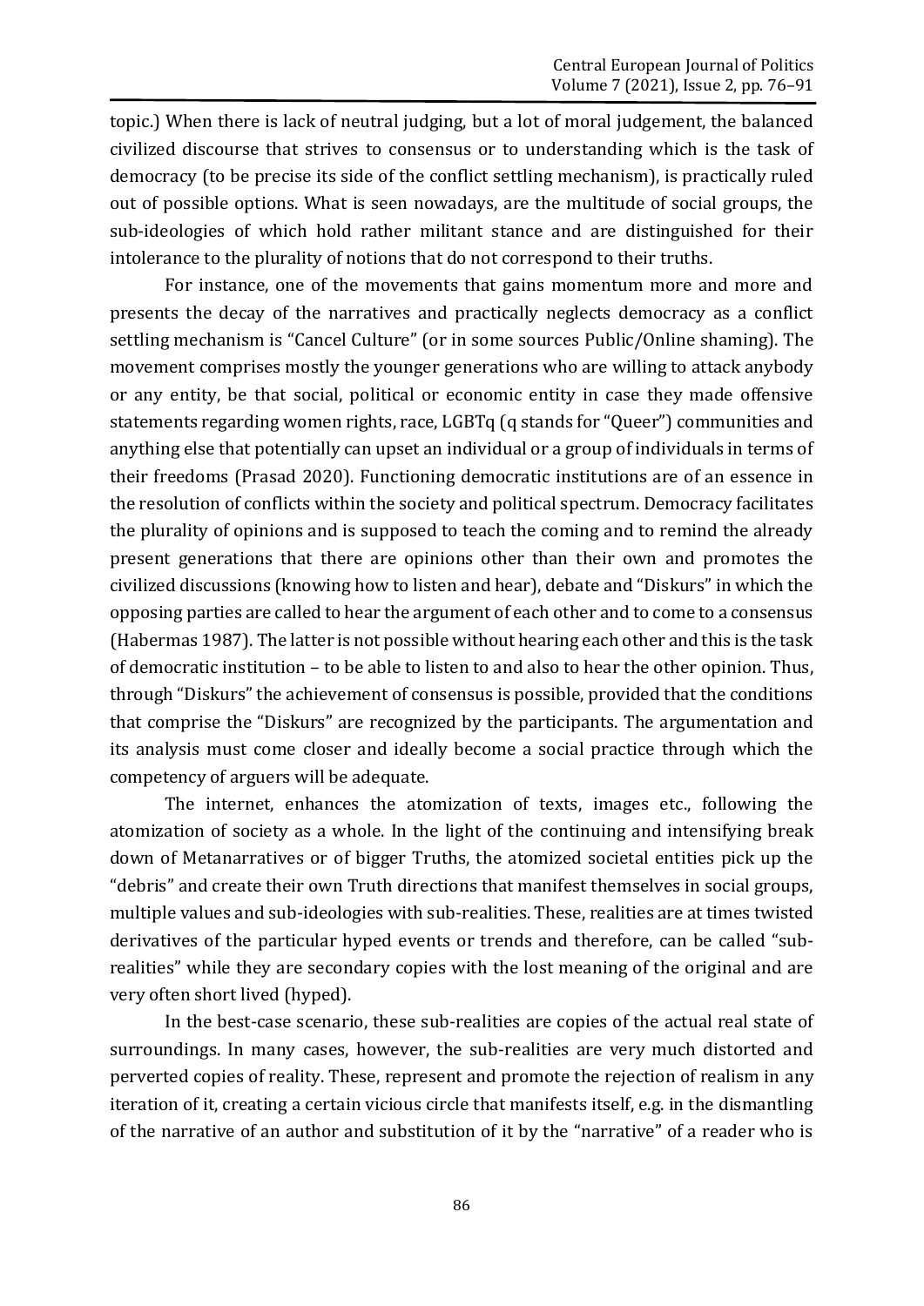topic.) When there is lack of neutral judging, but a lot of moral judgement, the balanced civilized discourse that strives to consensus or to understanding which is the task of democracy (to be precise its side of the conflict settling mechanism), is practically ruled out of possible options. What is seen nowadays, are the multitude of social groups, the sub-ideologies of which hold rather militant stance and are distinguished for their intolerance to the plurality of notions that do not correspond to their truths.

For instance, one of the movements that gains momentum more and more and presents the decay of the narratives and practically neglects democracy as a conflict settling mechanism is "Cancel Culture" (or in some sources Public/Online shaming). The movement comprises mostly the younger generations who are willing to attack anybody or any entity, be that social, political or economic entity in case they made offensive statements regarding women rights, race, LGBTq (q stands for "Queer") communities and anything else that potentially can upset an individual or a group of individuals in terms of their freedoms (Prasad 2020). Functioning democratic institutions are of an essence in the resolution of conflicts within the society and political spectrum. Democracy facilitates the plurality of opinions and is supposed to teach the coming and to remind the already present generations that there are opinions other than their own and promotes the civilized discussions (knowing how to listen and hear), debate and "Diskurs" in which the opposing parties are called to hear the argument of each other and to come to a consensus (Habermas 1987). The latter is not possible without hearing each other and this is the task of democratic institution – to be able to listen to and also to hear the other opinion. Thus, through "Diskurs" the achievement of consensus is possible, provided that the conditions that comprise the "Diskurs" are recognized by the participants. The argumentation and its analysis must come closer and ideally become a social practice through which the competency of arguers will be adequate.

The internet, enhances the atomization of texts, images etc., following the atomization of society as a whole. In the light of the continuing and intensifying break down of Metanarratives or of bigger Truths, the atomized societal entities pick up the "debris" and create their own Truth directions that manifest themselves in social groups, multiple values and sub-ideologies with sub-realities. These, realities are at times twisted derivatives of the particular hyped events or trends and therefore, can be called "sub-realities" while they are secondary copies with the lost meaning of the original and are very often short lived (hyped).

In the best-case scenario, these sub-realities are copies of the actual real state of surroundings. In many cases, however, the sub-realities are very much distorted and perverted copies of reality. These, represent and promote the rejection of realism in any iteration of it, creating a certain vicious circle that manifests itself, e.g. in the dismantling of the narrative of an author and substitution of it by the "narrative" of a reader who is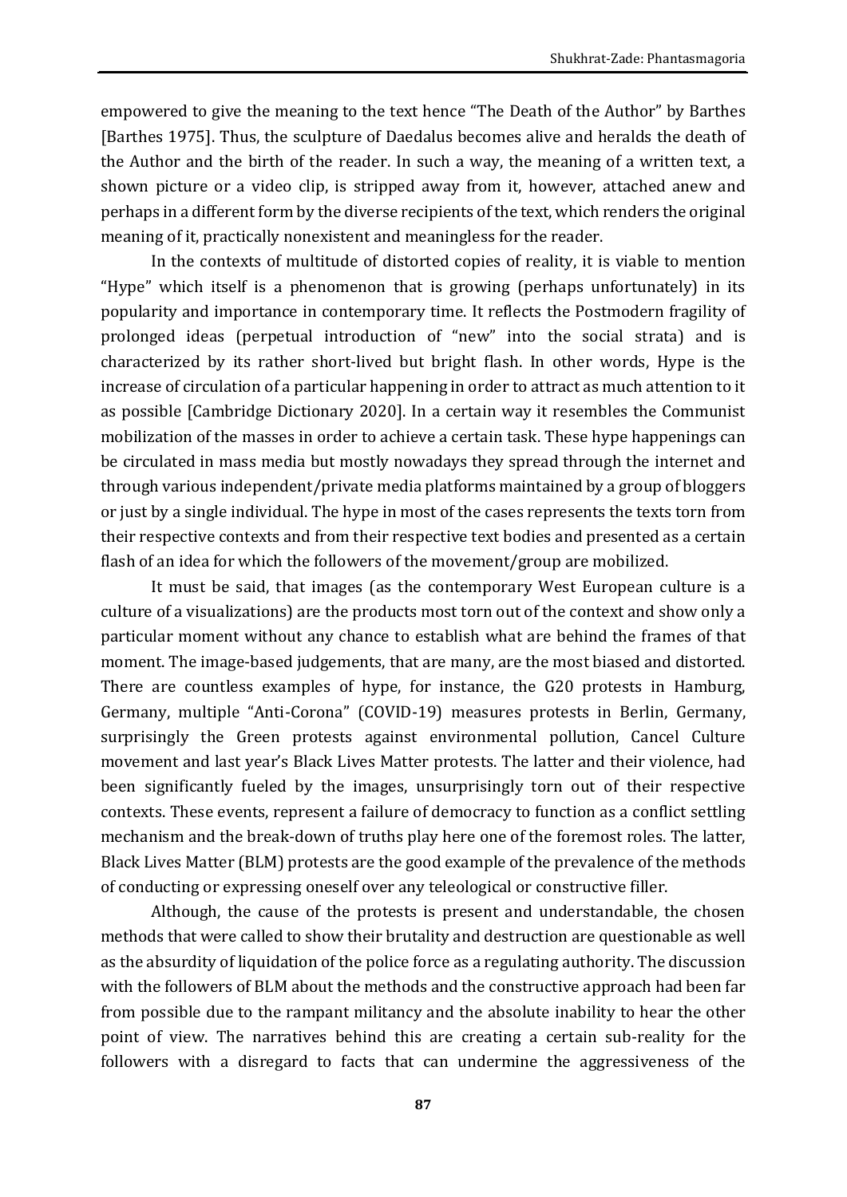empowered to give the meaning to the text hence "The Death of the Author" by Barthes [Barthes 1975]. Thus, the sculpture of Daedalus becomes alive and heralds the death of the Author and the birth of the reader. In such a way, the meaning of a written text, a shown picture or a video clip, is stripped away from it, however, attached anew and perhaps in a different form by the diverse recipients of the text, which renders the original meaning of it, practically nonexistent and meaningless for the reader.

In the contexts of multitude of distorted copies of reality, it is viable to mention "Hype" which itself is a phenomenon that is growing (perhaps unfortunately) in its popularity and importance in contemporary time. It reflects the Postmodern fragility of prolonged ideas (perpetual introduction of "new" into the social strata) and is characterized by its rather short-lived but bright flash. In other words, Hype is the increase of circulation of a particular happening in order to attract as much attention to it as possible [Cambridge Dictionary 2020]. In a certain way it resembles the Communist mobilization of the masses in order to achieve a certain task. These hype happenings can be circulated in mass media but mostly nowadays they spread through the internet and through various independent/private media platforms maintained by a group of bloggers or just by a single individual. The hype in most of the cases represents the texts torn from their respective contexts and from their respective text bodies and presented as a certain flash of an idea for which the followers of the movement/group are mobilized.

It must be said, that images (as the contemporary West European culture is a culture of a visualizations) are the products most torn out of the context and show only a particular moment without any chance to establish what are behind the frames of that moment. The image-based judgements, that are many, are the most biased and distorted. There are countless examples of hype, for instance, the G20 protests in Hamburg, Germany, multiple "Anti-Corona" (COVID-19) measures protests in Berlin, Germany, surprisingly the Green protests against environmental pollution, Cancel Culture movement and last year's Black Lives Matter protests. The latter and their violence, had been significantly fueled by the images, unsurprisingly torn out of their respective contexts. These events, represent a failure of democracy to function as a conflict settling mechanism and the break-down of truths play here one of the foremost roles. The latter, Black Lives Matter (BLM) protests are the good example of the prevalence of the methods of conducting or expressing oneself over any teleological or constructive filler.

Although, the cause of the protests is present and understandable, the chosen methods that were called to show their brutality and destruction are questionable as well as the absurdity of liquidation of the police force as a regulating authority. The discussion with the followers of BLM about the methods and the constructive approach had been far from possible due to the rampant militancy and the absolute inability to hear the other point of view. The narratives behind this are creating a certain sub-reality for the followers with a disregard to facts that can undermine the aggressiveness of the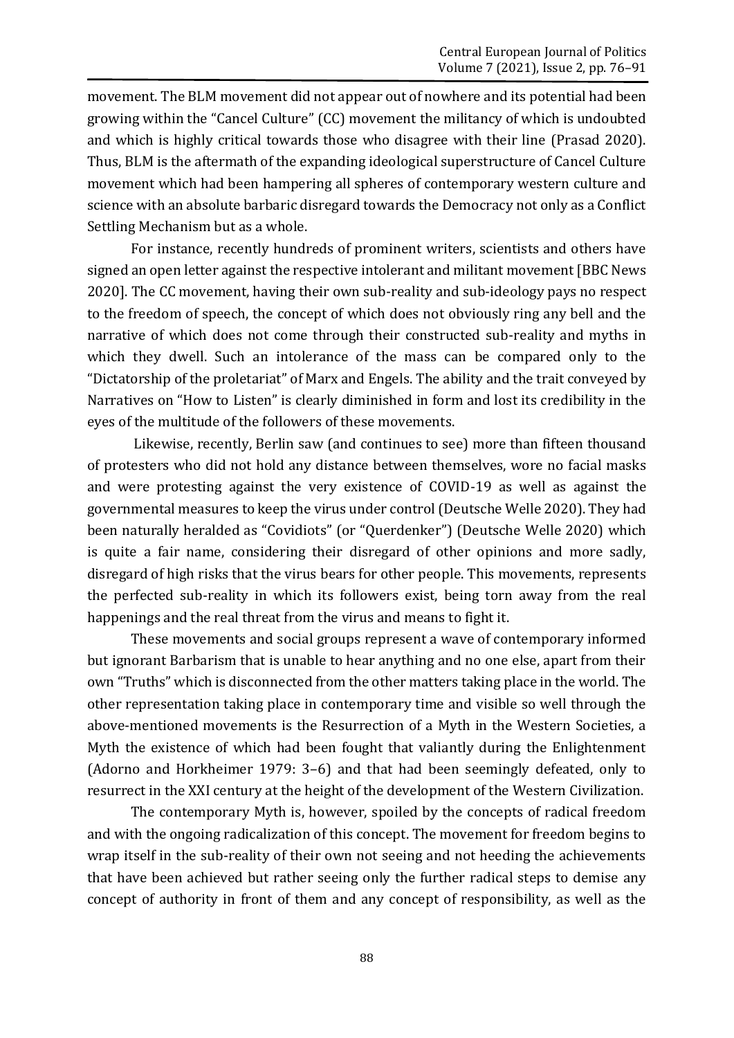movement. The BLM movement did not appear out of nowhere and its potential had been growing within the "Cancel Culture" (CC) movement the militancy of which is undoubted and which is highly critical towards those who disagree with their line (Prasad 2020). Thus, BLM is the aftermath of the expanding ideological superstructure of Cancel Culture movement which had been hampering all spheres of contemporary western culture and science with an absolute barbaric disregard towards the Democracy not only as a Conflict Settling Mechanism but as a whole.

For instance, recently hundreds of prominent writers, scientists and others have signed an open letter against the respective intolerant and militant movement [BBC News 2020]. The CC movement, having their own sub-reality and sub-ideology pays no respect to the freedom of speech, the concept of which does not obviously ring any bell and the narrative of which does not come through their constructed sub-reality and myths in which they dwell. Such an intolerance of the mass can be compared only to the "Dictatorship of the proletariat" of Marx and Engels. The ability and the trait conveyed by Narratives on "How to Listen" is clearly diminished in form and lost its credibility in the eyes of the multitude of the followers of these movements.

Likewise, recently, Berlin saw (and continues to see) more than fifteen thousand of protesters who did not hold any distance between themselves, wore no facial masks and were protesting against the very existence of COVID-19 as well as against the governmental measures to keep the virus under control (Deutsche Welle 2020). They had been naturally heralded as "Covidiots" (or "Querdenker") (Deutsche Welle 2020) which is quite a fair name, considering their disregard of other opinions and more sadly, disregard of high risks that the virus bears for other people. This movements, represents the perfected sub-reality in which its followers exist, being torn away from the real happenings and the real threat from the virus and means to fight it.

These movements and social groups represent a wave of contemporary informed but ignorant Barbarism that is unable to hear anything and no one else, apart from their own "Truths" which is disconnected from the other matters taking place in the world. The other representation taking place in contemporary time and visible so well through the above-mentioned movements is the Resurrection of a Myth in the Western Societies, a Myth the existence of which had been fought that valiantly during the Enlightenment (Adorno and Horkheimer 1979: 3–6) and that had been seemingly defeated, only to resurrect in the XXI century at the height of the development of the Western Civilization.

The contemporary Myth is, however, spoiled by the concepts of radical freedom and with the ongoing radicalization of this concept. The movement for freedom begins to wrap itself in the sub-reality of their own not seeing and not heeding the achievements that have been achieved but rather seeing only the further radical steps to demise any concept of authority in front of them and any concept of responsibility, as well as the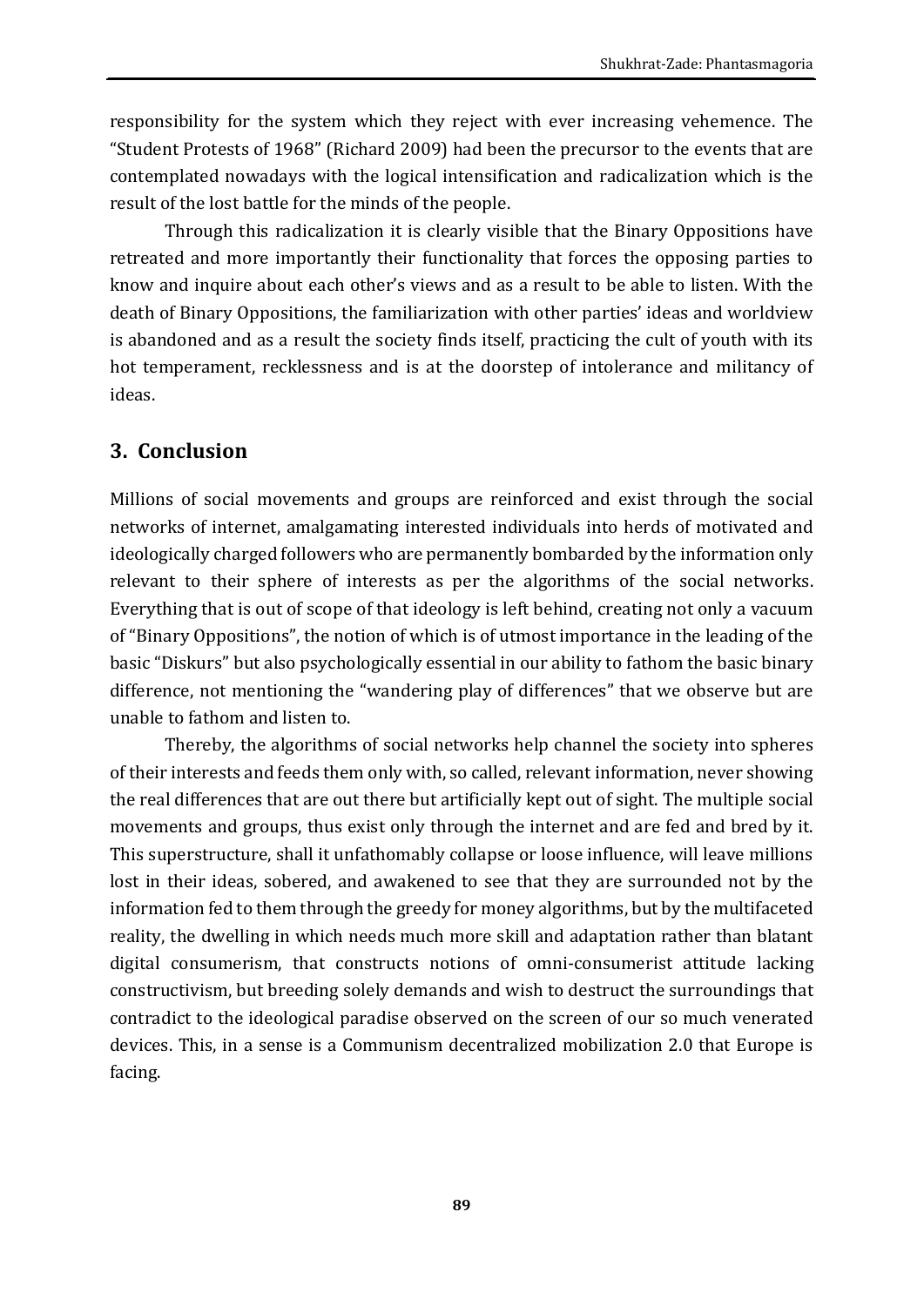responsibility for the system which they reject with ever increasing vehemence. The "Student Protests of 1968" (Richard 2009) had been the precursor to the events that are contemplated nowadays with the logical intensification and radicalization which is the result of the lost battle for the minds of the people.

Through this radicalization it is clearly visible that the Binary Oppositions have retreated and more importantly their functionality that forces the opposing parties to know and inquire about each other's views and as a result to be able to listen. With the death of Binary Oppositions, the familiarization with other parties' ideas and worldview is abandoned and as a result the society finds itself, practicing the cult of youth with its hot temperament, recklessness and is at the doorstep of intolerance and militancy of ideas.

## 3. Conclusion

Millions of social movements and groups are reinforced and exist through the social networks of internet, amalgamating interested individuals into herds of motivated and ideologically charged followers who are permanently bombarded by the information only relevant to their sphere of interests as per the algorithms of the social networks. Everything that is out of scope of that ideology is left behind, creating not only a vacuum of "Binary Oppositions", the notion of which is of utmost importance in the leading of the basic "Diskurs" but also psychologically essential in our ability to fathom the basic binary difference, not mentioning the "wandering play of differences" that we observe but are unable to fathom and listen to.

Thereby, the algorithms of social networks help channel the society into spheres of their interests and feeds them only with, so called, relevant information, never showing the real differences that are out there but artificially kept out of sight. The multiple social movements and groups, thus exist only through the internet and are fed and bred by it. This superstructure, shall it unfathomably collapse or loose influence, will leave millions lost in their ideas, sobered, and awakened to see that they are surrounded not by the information fed to them through the greedy for money algorithms, but by the multifaceted reality, the dwelling in which needs much more skill and adaptation rather than blatant digital consumerism, that constructs notions of omni-consumerist attitude lacking constructivism, but breeding solely demands and wish to destruct the surroundings that contradict to the ideological paradise observed on the screen of our so much venerated devices. This, in a sense is a Communism decentralized mobilization 2.0 that Europe is facing.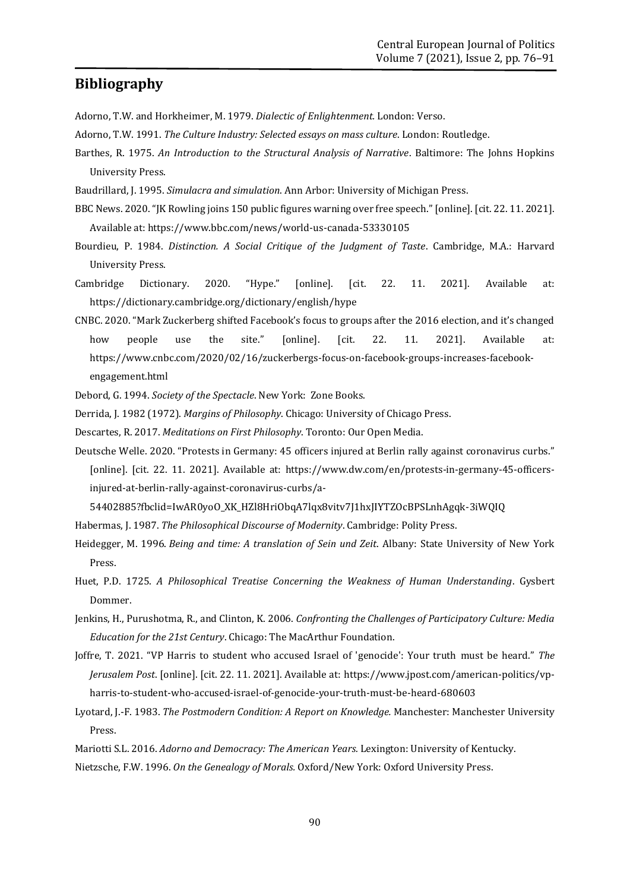## Bibliography

Adorno, T.W. and Horkheimer, M. 1979. *Dialectic of Enlightenment*. London: Verso.

Adorno, T.W. 1991. *The Culture Industry: Selected essays on mass culture*. London: Routledge.

Barthes, R. 1975. *An Introduction to the Structural Analysis of Narrative*. Baltimore: The Johns Hopkins University Press.

Baudrillard, J. 1995. *Simulacra and simulation*. Ann Arbor: University of Michigan Press.

BBC News. 2020. "JK Rowling joins 150 public figures warning over free speech." [online]. [cit. 22. 11. 2021]. Available at: https://www.bbc.com/news/world-us-canada-53330105

Bourdieu, P. 1984. *Distinction. A Social Critique of the Judgment of Taste*. Cambridge, M.A.: Harvard University Press.

Cambridge Dictionary. 2020. "Hype." [online]. [cit. 22. 11. 2021]. Available at: https://dictionary.cambridge.org/dictionary/english/hype

CNBC. 2020. "Mark Zuckerberg shifted Facebook's focus to groups after the 2016 election, and it's changed how people use the site." [online]. [cit. 22. 11. 2021]. Available at: https://www.cnbc.com/2020/02/16/zuckerbergs-focus-on-facebook-groups-increases-facebook-engagement.html

Debord, G. 1994. *Society of the Spectacle*. New York: Zone Books.

Derrida, J. 1982 (1972). *Margins of Philosophy*. Chicago: University of Chicago Press.

Descartes, R. 2017. *Meditations on First Philosophy*. Toronto: Our Open Media.

Deutsche Welle. 2020. "Protests in Germany: 45 officers injured at Berlin rally against coronavirus curbs." [online]. [cit. 22. 11. 2021]. Available at: https://www.dw.com/en/protests-in-germany-45-officers-injured-at-berlin-rally-against-coronavirus-curbs/a-54402885?fbclid=IwAR0yoO_XK_HZl8HriObqA7lqx8vitv7J1hxJIYTZOcBPSLnhAgqk-3iWQIQ

Habermas, J. 1987. *The Philosophical Discourse of Modernity*. Cambridge: Polity Press.

Heidegger, M. 1996. *Being and time: A translation of Sein und Zeit*. Albany: State University of New York Press.

Huet, P.D. 1725. *A Philosophical Treatise Concerning the Weakness of Human Understanding*. Gysbert Dommer.

Jenkins, H., Purushotma, R., and Clinton, K. 2006. *Confronting the Challenges of Participatory Culture: Media Education for the 21st Century*. Chicago: The MacArthur Foundation.

Joffre, T. 2021. "VP Harris to student who accused Israel of 'genocide': Your truth must be heard." *The Jerusalem Post*. [online]. [cit. 22. 11. 2021]. Available at: https://www.jpost.com/american-politics/vp-harris-to-student-who-accused-israel-of-genocide-your-truth-must-be-heard-680603

Lyotard, J.-F. 1983. *The Postmodern Condition: A Report on Knowledge.* Manchester: Manchester University Press.

Mariotti S.L. 2016. *Adorno and Democracy: The American Years.* Lexington: University of Kentucky.

Nietzsche, F.W. 1996. *On the Genealogy of Morals.* Oxford/New York: Oxford University Press.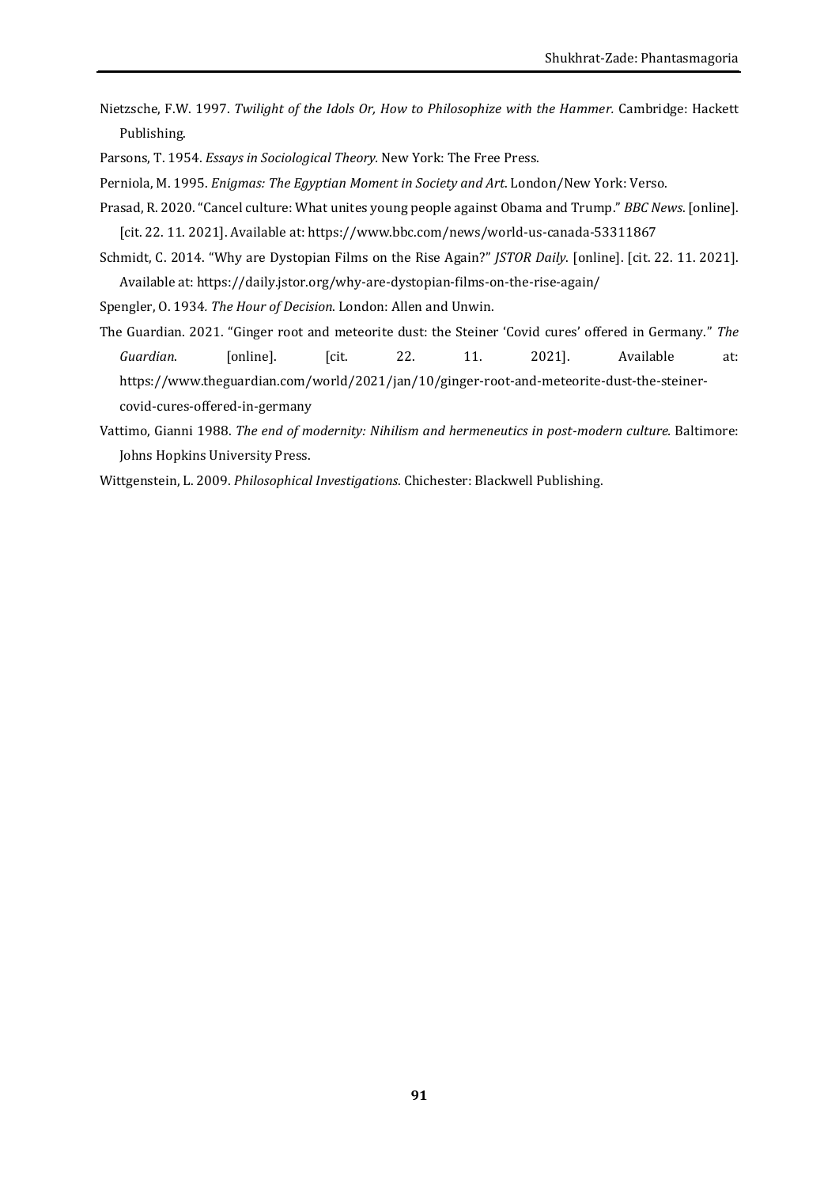Nietzsche, F.W. 1997. *Twilight of the Idols Or, How to Philosophize with the Hammer.* Cambridge: Hackett Publishing.

Parsons, T. 1954. *Essays in Sociological Theory*. New York: The Free Press.

Perniola, M. 1995. *Enigmas: The Egyptian Moment in Society and Art*. London/New York: Verso.

Prasad, R. 2020. "Cancel culture: What unites young people against Obama and Trump." *BBC News*. [online]. [cit. 22. 11. 2021]. Available at: https://www.bbc.com/news/world-us-canada-53311867

Schmidt, C. 2014. "Why are Dystopian Films on the Rise Again?" *JSTOR Daily*. [online]. [cit. 22. 11. 2021]. Available at: https://daily.jstor.org/why-are-dystopian-films-on-the-rise-again/

Spengler, O. 1934. *The Hour of Decision*. London: Allen and Unwin.

The Guardian. 2021. "Ginger root and meteorite dust: the Steiner 'Covid cures' offered in Germany." *The Guardian*. [online]. [cit. 22. 11. 2021]. Available at: https://www.theguardian.com/world/2021/jan/10/ginger-root-and-meteorite-dust-the-steiner-covid-cures-offered-in-germany

Vattimo, Gianni 1988. *The end of modernity: Nihilism and hermeneutics in post-modern culture.* Baltimore: Johns Hopkins University Press.

Wittgenstein, L. 2009. *Philosophical Investigations*. Chichester: Blackwell Publishing.